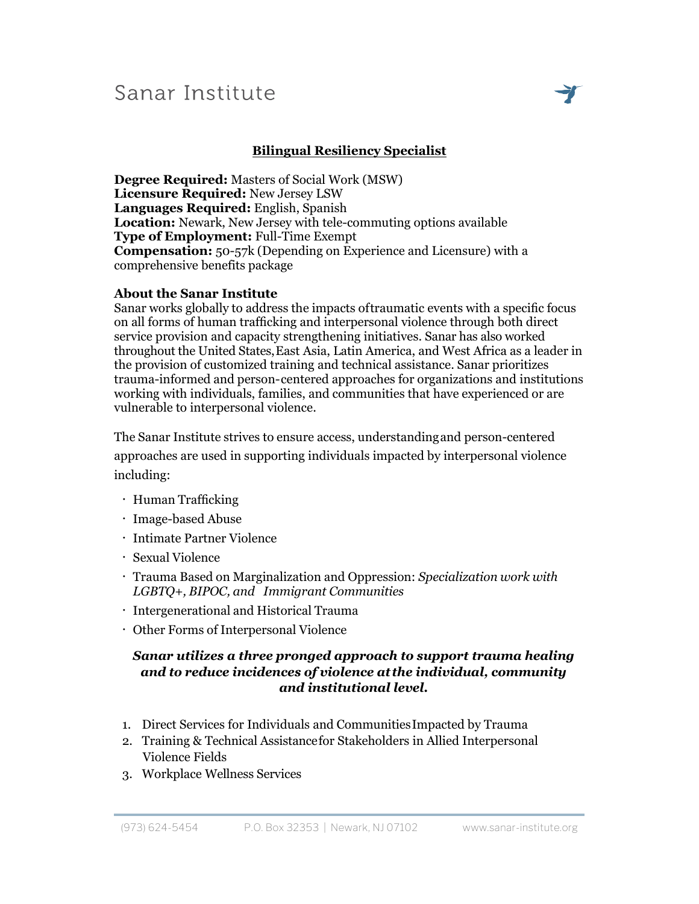# Sanar Institute

## Bilingual Resiliency Specialist

**Degree Required:** Masters of Social Work (MSW)
**Licensure Required:** New Jersey LSW
**Languages Required:** English, Spanish
**Location:** Newark, New Jersey with tele-commuting options available
**Type of Employment:** Full-Time Exempt
**Compensation:** 50-57k (Depending on Experience and Licensure) with a comprehensive benefits package

### About the Sanar Institute

Sanar works globally to address the impacts oftraumatic events with a specific focus on all forms of human trafficking and interpersonal violence through both direct service provision and capacity strengthening initiatives. Sanar has also worked throughout the United States, East Asia, Latin America, and West Africa as a leader in the provision of customized training and technical assistance. Sanar prioritizes trauma-informed and person-centered approaches for organizations and institutions working with individuals, families, and communities that have experienced or are vulnerable to interpersonal violence.

The Sanar Institute strives to ensure access, understanding and person-centered approaches are used in supporting individuals impacted by interpersonal violence including:

- Human Trafficking
- Image-based Abuse
- Intimate Partner Violence
- Sexual Violence
- Trauma Based on Marginalization and Oppression: *Specialization work with LGBTQ+, BIPOC, and Immigrant Communities*
- Intergenerational and Historical Trauma
- Other Forms of Interpersonal Violence

***Sanar utilizes a three pronged approach to support trauma healing and to reduce incidences of violence at the individual, community and institutional level.***

1. Direct Services for Individuals and Communities Impacted by Trauma
2. Training & Technical Assistance for Stakeholders in Allied Interpersonal Violence Fields
3. Workplace Wellness Services

(973) 624-5454 | P.O. Box 32353 | Newark, NJ 07102 | www.sanar-institute.org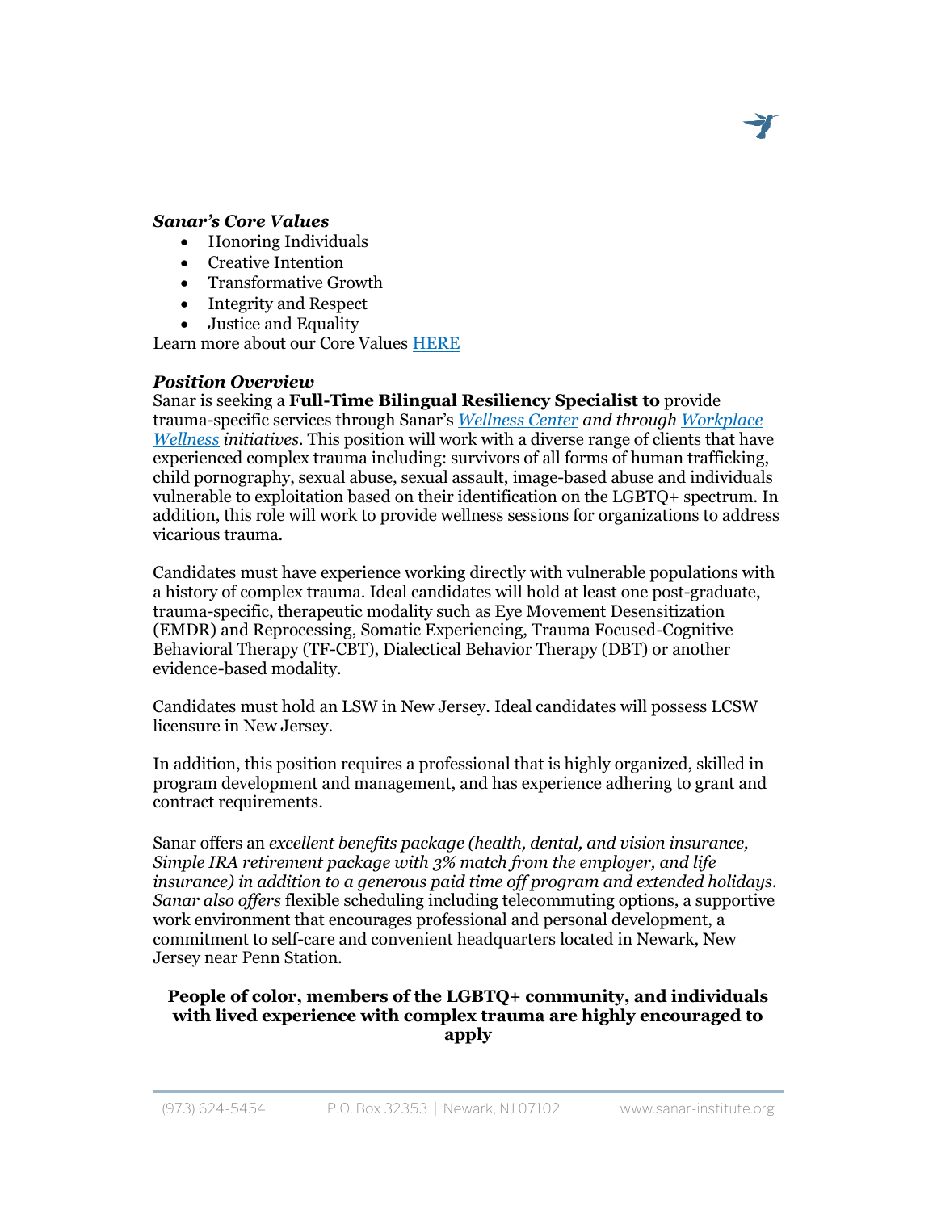***Sanar's Core Values***

- Honoring Individuals
- Creative Intention
- Transformative Growth
- Integrity and Respect
- Justice and Equality

Learn more about our Core Values [HERE]

***Position Overview***

Sanar is seeking a **Full-Time Bilingual Resiliency Specialist to** provide trauma-specific services through Sanar's *Wellness Center and through Workplace Wellness initiatives*. This position will work with a diverse range of clients that have experienced complex trauma including: survivors of all forms of human trafficking, child pornography, sexual abuse, sexual assault, image-based abuse and individuals vulnerable to exploitation based on their identification on the LGBTQ+ spectrum. In addition, this role will work to provide wellness sessions for organizations to address vicarious trauma.

Candidates must have experience working directly with vulnerable populations with a history of complex trauma. Ideal candidates will hold at least one post-graduate, trauma-specific, therapeutic modality such as Eye Movement Desensitization (EMDR) and Reprocessing, Somatic Experiencing, Trauma Focused-Cognitive Behavioral Therapy (TF-CBT), Dialectical Behavior Therapy (DBT) or another evidence-based modality.

Candidates must hold an LSW in New Jersey. Ideal candidates will possess LCSW licensure in New Jersey.

In addition, this position requires a professional that is highly organized, skilled in program development and management, and has experience adhering to grant and contract requirements.

Sanar offers an *excellent benefits package (health, dental, and vision insurance, Simple IRA retirement package with 3% match from the employer, and life insurance) in addition to a generous paid time off program and extended holidays. Sanar also offers* flexible scheduling including telecommuting options, a supportive work environment that encourages professional and personal development, a commitment to self-care and convenient headquarters located in Newark, New Jersey near Penn Station.

**People of color, members of the LGBTQ+ community, and individuals with lived experience with complex trauma are highly encouraged to apply**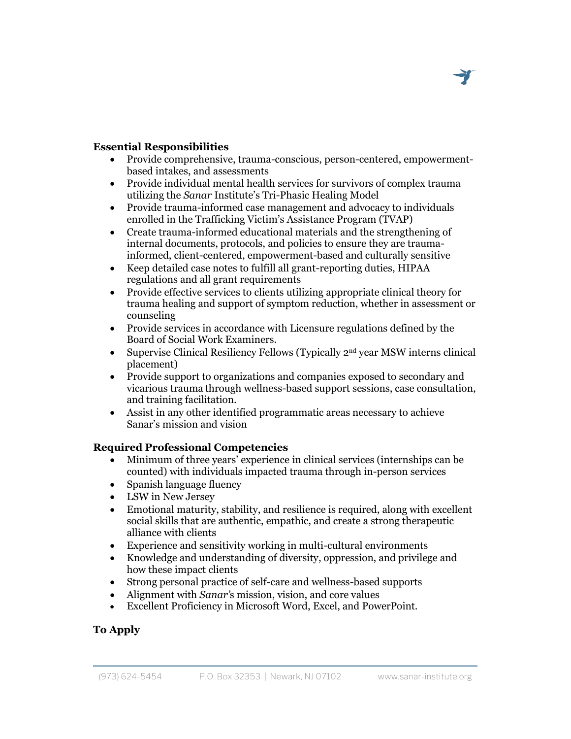**Essential Responsibilities**

- Provide comprehensive, trauma-conscious, person-centered, empowerment-based intakes, and assessments
- Provide individual mental health services for survivors of complex trauma utilizing the *Sanar* Institute's Tri-Phasic Healing Model
- Provide trauma-informed case management and advocacy to individuals enrolled in the Trafficking Victim's Assistance Program (TVAP)
- Create trauma-informed educational materials and the strengthening of internal documents, protocols, and policies to ensure they are trauma-informed, client-centered, empowerment-based and culturally sensitive
- Keep detailed case notes to fulfill all grant-reporting duties, HIPAA regulations and all grant requirements
- Provide effective services to clients utilizing appropriate clinical theory for trauma healing and support of symptom reduction, whether in assessment or counseling
- Provide services in accordance with Licensure regulations defined by the Board of Social Work Examiners.
- Supervise Clinical Resiliency Fellows (Typically 2nd year MSW interns clinical placement)
- Provide support to organizations and companies exposed to secondary and vicarious trauma through wellness-based support sessions, case consultation, and training facilitation.
- Assist in any other identified programmatic areas necessary to achieve Sanar's mission and vision

**Required Professional Competencies**

- Minimum of three years' experience in clinical services (internships can be counted) with individuals impacted trauma through in-person services
- Spanish language fluency
- LSW in New Jersey
- Emotional maturity, stability, and resilience is required, along with excellent social skills that are authentic, empathic, and create a strong therapeutic alliance with clients
- Experience and sensitivity working in multi-cultural environments
- Knowledge and understanding of diversity, oppression, and privilege and how these impact clients
- Strong personal practice of self-care and wellness-based supports
- Alignment with *Sanar's* mission, vision, and core values
- Excellent Proficiency in Microsoft Word, Excel, and PowerPoint.

**To Apply**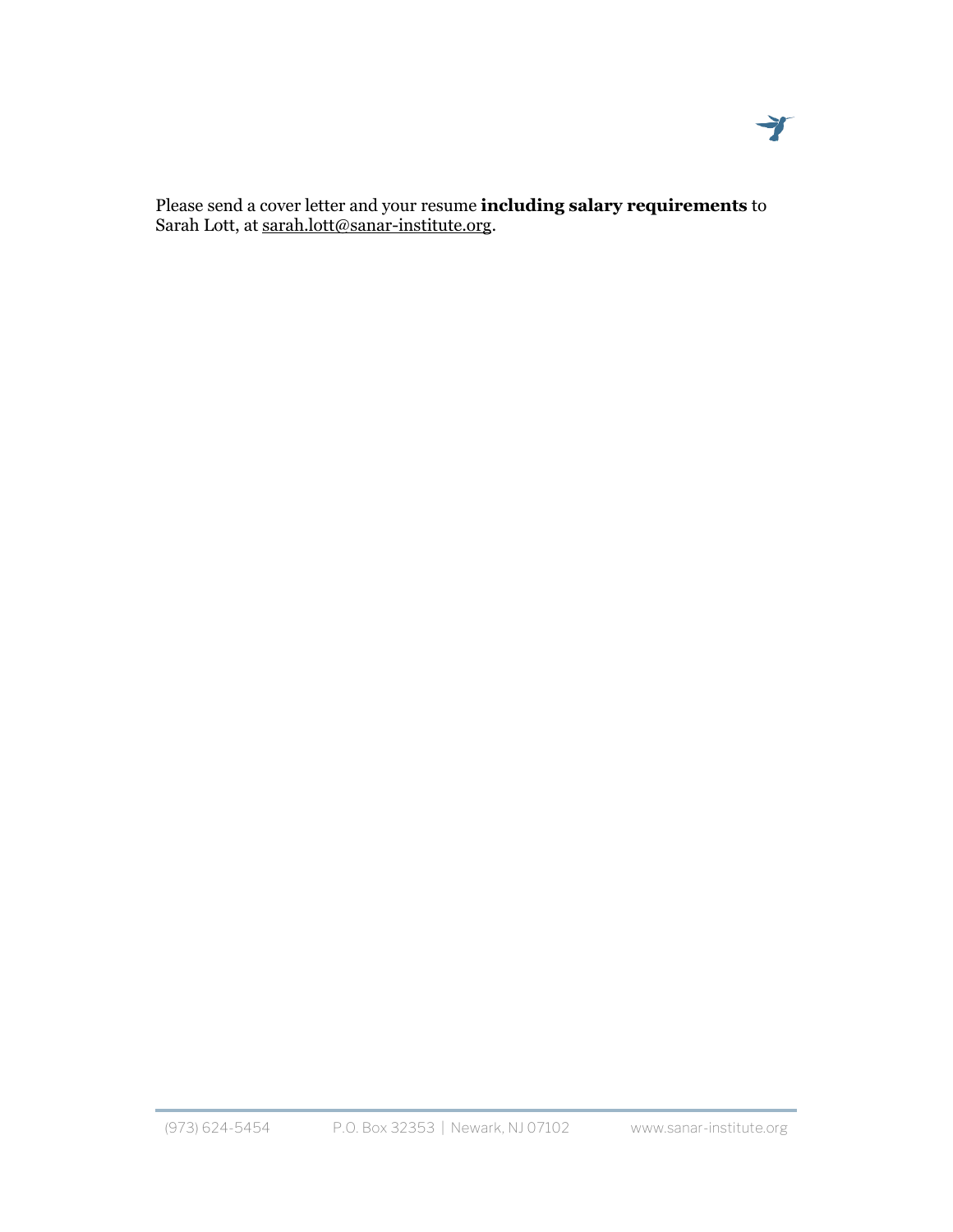Please send a cover letter and your resume **including salary requirements** to Sarah Lott, at sarah.lott@sanar-institute.org.